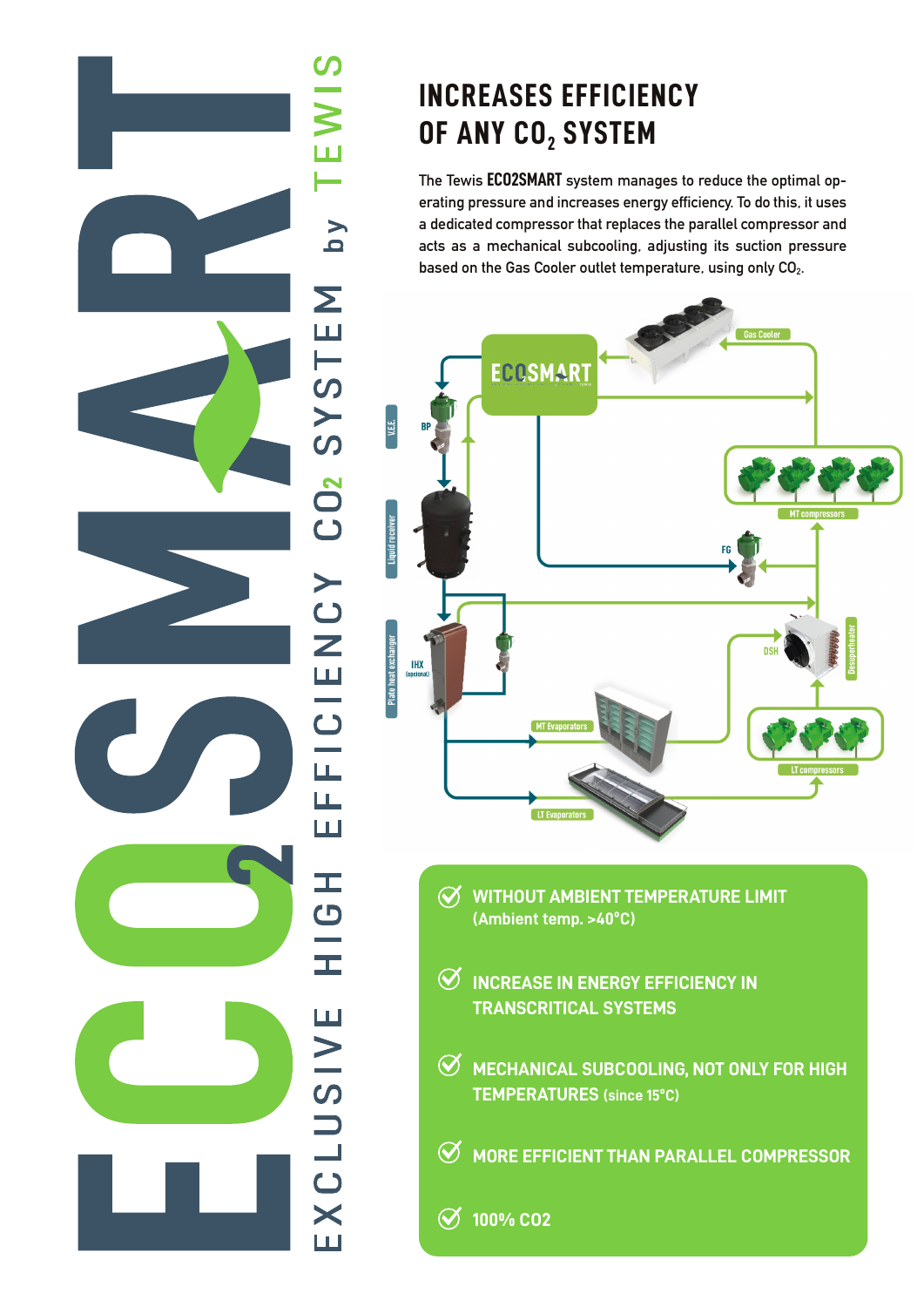# ECO2SMART

EXCLUSIVE HIGH EFFICIENCY $CO_2$ SYSTEM by TEWIS

## INCREASES EFFICIENCY OF ANY $CO_2$ SYSTEM

The Tewis **ECO2SMART** system manages to reduce the optimal operating pressure and increases energy efficiency. To do this, it uses a dedicated compressor that replaces the parallel compressor and acts as a mechanical subcooling, adjusting its suction pressure based on the Gas Cooler outlet temperature, using only $CO_2$.

- **WITHOUT AMBIENT TEMPERATURE LIMIT** (Ambient temp. >40°C)
- **INCREASE IN ENERGY EFFICIENCY IN TRANSCRITICAL SYSTEMS**
- **MECHANICAL SUBCOOLING, NOT ONLY FOR HIGH TEMPERATURES** (since 15°C)
- **MORE EFFICIENT THAN PARALLEL COMPRESSOR**
- **100% CO2**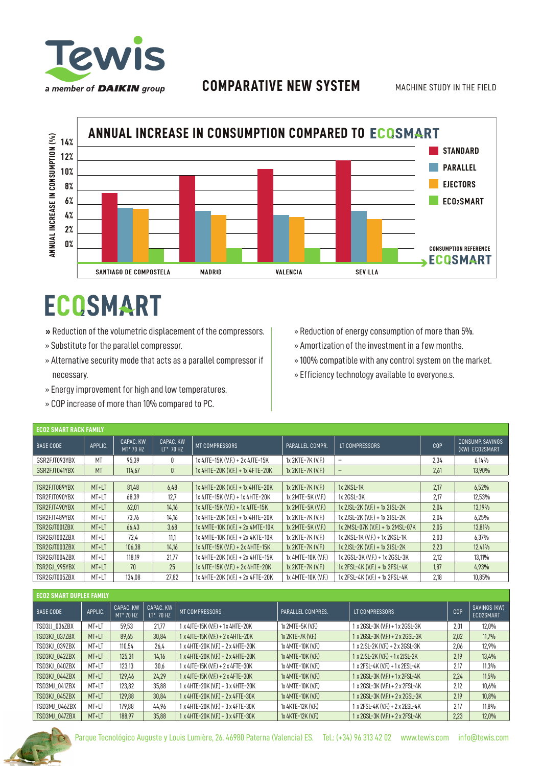# COMPARATIVE NEW SYSTEM

MACHINE STUDY IN THE FIELD

## ANNUAL INCREASE IN CONSUMPTION COMPARED TO ECOSMART

ANNUAL INCREASE IN CONSUMPTION (%)

14%
12%
10%
8%
6%
4%
2%
0%

STANDARD
PARALLEL
EJECTORS
ECO2SMART

CONSUMPTION REFERENCE ECOSMART

SANTIAGO DE COMPOSTELA
MADRID
VALENCIA
SEVILLA

# ECOSMART

- » Reduction of the volumetric displacement of the compressors.
- » Substitute for the parallel compressor.
- » Alternative security mode that acts as a parallel compressor if necessary.
- » Energy improvement for high and low temperatures.
- » COP increase of more than 10% compared to PC.
- » Reduction of energy consumption of more than 5%.
- » Amortization of the investment in a few months.
- » 100% compatible with any control system on the market.
- » Efficiency technology available to everyone.s.

### ECO2 SMART RACK FAMILY

| BASE CODE | APPLIC. | CAPAC. KW MT* 70 HZ | CAPAC. KW LT* 70 HZ | MT COMPRESSORS | PARALLEL COMPR. | LT COMPRESSORS | COP | CONSUMP. SAVINGS (KW) ECO2SMART |
|---|---|---|---|---|---|---|---|---|
| GSR2FJT093YBX | MT | 95,39 | 0 | 1x 4JTE-15K (V.F.) + 2x 4JTE-15K | 1x 2KTE-7K (V.F.) | – | 2,34 | 6,14% |
| GSR2FJT041YBX | MT | 114,67 | 0 | 1x 4HTE-20K (V.F.) + 1x 4FTE-20K | 1x 2KTE-7K (V.F.) | – | 2,61 | 13,90% |
| TSR2FJT089YBX | MT+LT | 81,48 | 6,48 | 1x 4HTE-20K (V.F.) + 1x 4HTE-20K | 1x 2KTE-7K (V.F.) | 1x 2KSL-1K | 2,17 | 6,52% |
| TSR2FJT090YBX | MT+LT | 68,39 | 12,7 | 1x 4JTE-15K (V.F.) + 1x 4HTE-20K | 1x 2MTE-5K (V.F.) | 1x 2GSL-3K | 2,17 | 12,53% |
| TSR2FJT490YBX | MT+LT | 62,01 | 14,16 | 1x 4JTE-15K (V.F.) + 1x 4JTE-15K | 1x 2MTE-5K (V.F.) | 1x 2JSL-2K (V.F.) + 1x 2JSL-2K | 2,04 | 13,19% |
| TSR2FJT489YBX | MT+LT | 73,76 | 14,16 | 1x 4HTE-20K (V.F.) + 1x 4HTE-20K | 1x 2KTE-7K (V.F.) | 1x 2JSL-2K (V.F.) + 1x 2JSL-2K | 2,04 | 6,25% |
| TSR2GJT001ZBX | MT+LT | 66,43 | 3,68 | 1x 4MTE-10K (V.F.) + 2x 4MTE-10K | 1x 2MTE-5K (V.F.) | 1x 2MSL-07K (V.F.) + 1x 2MSL-07K | 2,05 | 13,81% |
| TSR2GJT002ZBX | MT+LT | 72,4 | 11,1 | 1x 4MTE-10K (V.F.) + 2x 4KTE-10K | 1x 2KTE-7K (V.F.) | 1x 2KSL-1K (V.F.) + 1x 2KSL-1K | 2,03 | 6,37% |
| TSR2GJT003ZBX | MT+LT | 106,38 | 14,16 | 1x 4JTE-15K (V.F.) + 2x 4HTE-15K | 1x 2KTE-7K (V.F.) | 1x 2JSL-2K (V.F.) + 1x 2JSL-2K | 2,23 | 12,41% |
| TSR2GJT004ZBX | MT+LT | 118,19 | 21,77 | 1x 4HTE-20K (V.F.) + 2x 4HTE-15K | 1x 4MTE-10K (V.F.) | 1x 2GSL-3K (V.F.) + 1x 2GSL-3K | 2,12 | 13,11% |
| TSR2GJ_995YBX | MT+LT | 70 | 25 | 1x 4JTE-15K (V.F.) + 2x 4HTE-20K | 1x 2KTE-7K (V.F.) | 1x 2FSL-4K (V.F.) + 1x 2FSL-4K | 1,87 | 4,93% |
| TSR2GJT005ZBX | MT+LT | 134,08 | 27,82 | 1x 4HTE-20K (V.F.) + 2x 4FTE-20K | 1x 4MTE-10K (V.F.) | 1x 2FSL-4K (V.F.) + 1x 2FSL-4K | 2,18 | 10,85% |

### ECO2 SMART DUPLEX FAMILY

| BASE CODE | APPLIC. | CAPAC. KW MT* 70 HZ | CAPAC. KW LT* 70 HZ | MT COMPRESSORS | PARALLEL COMPRES. | LT COMPRESSORS | COP | SAVINGS (KW) ECO2SMART |
|---|---|---|---|---|---|---|---|---|
| TSD3JJ_036ZBX | MT+LT | 59,53 | 21,77 | 1 x 4JTE-15K (V.F.) + 1 x 4HTE-20K | 1x 2MTE-5K (V.F.) | 1 x 2GSL-3K (V.F.) + 1 x 2GSL-3K | 2,01 | 12,0% |
| TSD3KJ_037ZBX | MT+LT | 89,65 | 30,84 | 1 x 4JTE-15K (V.F.) + 2 x 4HTE-20K | 1x 2KTE-7K (V.F.) | 1 x 2GSL-3K (V.F.) + 2 x 2GSL-3K | 2,02 | 11,7% |
| TSD3KJ_039ZBX | MT+LT | 110,54 | 26,4 | 1 x 4HTE-20K (V.F.) + 2 x 4HTE-20K | 1x 4MTE-10K (V.F.) | 1 x 2JSL-2K (V.F.) + 2 x 2GSL-3K | 2,06 | 12,9% |
| TSD3KJ_042ZBX | MT+LT | 125,31 | 14,16 | 1 x 4HTE-20K (V.F.) + 2 x 4HTE-20K | 1x 4MTE-10K (V.F.) | 1 x 2JSL-2K (V.F.) + 1 x 2JSL-2K | 2,19 | 13,4% |
| TSD3KJ_040ZBX | MT+LT | 123,13 | 30,6 | 1 x 4JTE-15K (V.F.) + 2 x 4FTE-30K | 1x 4MTE-10K (V.F.) | 1 x 2FSL-4K (V.F.) + 1 x 2ESL-4K | 2,17 | 11,3% |
| TSD3KJ_044ZBX | MT+LT | 129,46 | 24,29 | 1 x 4JTE-15K (V.F.) + 2 x 4FTE-30K | 1x 4MTE-10K (V.F.) | 1 x 2GSL-3K (V.F.) + 1 x 2FSL-4K | 2,24 | 11,5% |
| TSD3MJ_041ZBX | MT+LT | 123,82 | 35,88 | 1 x 4HTE-20K (V.F.) + 3 x 4HTE-20K | 1x 4MTE-10K (V.F.) | 1 x 2GSL-3K (V.F.) + 2 x 2FSL-4K | 2,12 | 10,6% |
| TSD3KJ_045ZBX | MT+LT | 129,88 | 30,84 | 1 x 4HTE-20K (V.F.) + 2 x 4FTE-30K | 1x 4MTE-10K (V.F.) | 1 x 2GSL-3K (V.F.) + 2 x 2GSL-3K | 2,19 | 10,8% |
| TSD3MJ_046ZBX | MT+LT | 179,88 | 44,96 | 1 x 4HTE-20K (V.F.) + 3 x 4FTE-30K | 1x 4KTE-12K (V.F.) | 1 x 2FSL-4K (V.F.) + 2 x 2ESL-4K | 2,17 | 11,8% |
| TSD3MJ_047ZBX | MT+LT | 188,97 | 35,88 | 1 x 4HTE-20K (V.F.) + 3 x 4FTE-30K | 1x 4KTE-12K (V.F.) | 1 x 2GSL-3K (V.F.) + 2 x 2FSL-4K | 2,23 | 12,0% |

Parque Tecnológico Auguste y Louis Lumière, 26. 46980 Paterna (Valencia) ES. Tel.: (+34) 96 313 42 02 www.tewis.com info@tewis.com